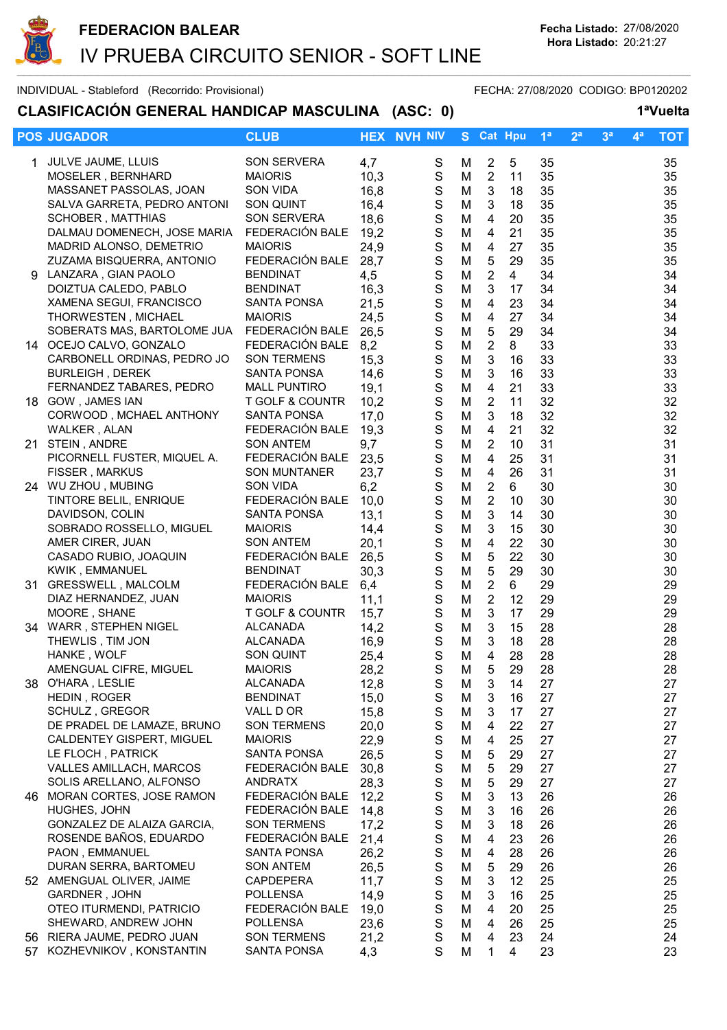# FEDERACION BALEAR

## IV PRUEBA CIRCUITO SENIOR - SOFT LINE

**Fecha Listado:** 27/08/2020
**Hora Listado:** 20:21:27

INDIVIDUAL - Stableford (Recorrido: Provisional) FECHA: 27/08/2020 CODIGO: BP0120202

### CLASIFICACIÓN GENERAL HANDICAP MASCULINA (ASC: 0) 1ªVuelta

| POS | JUGADOR | CLUB | HEX | NVH | NIV | S | Cat | Hpu | 1ª | 2ª | 3ª | 4ª | TOT |
|---|---|---|---|---|---|---|---|---|---|---|---|---|---|
| 1 | JULVE JAUME, LLUIS | SON SERVERA | 4,7 | | S | M | 2 | 5 | 35 | | | | 35 |
| | MOSELER , BERNHARD | MAIORIS | 10,3 | | S | M | 2 | 11 | 35 | | | | 35 |
| | MASSANET PASSOLAS, JOAN | SON VIDA | 16,8 | | S | M | 3 | 18 | 35 | | | | 35 |
| | SALVA GARRETA, PEDRO ANTONI | SON QUINT | 16,4 | | S | M | 3 | 18 | 35 | | | | 35 |
| | SCHOBER , MATTHIAS | SON SERVERA | 18,6 | | S | M | 4 | 20 | 35 | | | | 35 |
| | DALMAU DOMENECH, JOSE MARIA | FEDERACIÓN BALE | 19,2 | | S | M | 4 | 21 | 35 | | | | 35 |
| | MADRID ALONSO, DEMETRIO | MAIORIS | 24,9 | | S | M | 4 | 27 | 35 | | | | 35 |
| | ZUZAMA BISQUERRA, ANTONIO | FEDERACIÓN BALE | 28,7 | | S | M | 5 | 29 | 35 | | | | 35 |
| 9 | LANZARA , GIAN PAOLO | BENDINAT | 4,5 | | S | M | 2 | 4 | 34 | | | | 34 |
| | DOIZTUA CALEDO, PABLO | BENDINAT | 16,3 | | S | M | 3 | 17 | 34 | | | | 34 |
| | XAMENA SEGUI, FRANCISCO | SANTA PONSA | 21,5 | | S | M | 4 | 23 | 34 | | | | 34 |
| | THORWESTEN , MICHAEL | MAIORIS | 24,5 | | S | M | 4 | 27 | 34 | | | | 34 |
| | SOBERATS MAS, BARTOLOME JUA | FEDERACIÓN BALE | 26,5 | | S | M | 5 | 29 | 34 | | | | 34 |
| 14 | OCEJO CALVO, GONZALO | FEDERACIÓN BALE | 8,2 | | S | M | 2 | 8 | 33 | | | | 33 |
| | CARBONELL ORDINAS, PEDRO JO | SON TERMENS | 15,3 | | S | M | 3 | 16 | 33 | | | | 33 |
| | BURLEIGH , DEREK | SANTA PONSA | 14,6 | | S | M | 3 | 16 | 33 | | | | 33 |
| | FERNANDEZ TABARES, PEDRO | MALL PUNTIRO | 19,1 | | S | M | 4 | 21 | 33 | | | | 33 |
| 18 | GOW , JAMES IAN | T GOLF & COUNTR | 10,2 | | S | M | 2 | 11 | 32 | | | | 32 |
| | CORWOOD , MCHAEL ANTHONY | SANTA PONSA | 17,0 | | S | M | 3 | 18 | 32 | | | | 32 |
| | WALKER , ALAN | FEDERACIÓN BALE | 19,3 | | S | M | 4 | 21 | 32 | | | | 32 |
| 21 | STEIN , ANDRE | SON ANTEM | 9,7 | | S | M | 2 | 10 | 31 | | | | 31 |
| | PICORNELL FUSTER, MIQUEL A. | FEDERACIÓN BALE | 23,5 | | S | M | 4 | 25 | 31 | | | | 31 |
| | FISSER , MARKUS | SON MUNTANER | 23,7 | | S | M | 4 | 26 | 31 | | | | 31 |
| 24 | WU ZHOU , MUBING | SON VIDA | 6,2 | | S | M | 2 | 6 | 30 | | | | 30 |
| | TINTORE BELIL, ENRIQUE | FEDERACIÓN BALE | 10,0 | | S | M | 2 | 10 | 30 | | | | 30 |
| | DAVIDSON, COLIN | SANTA PONSA | 13,1 | | S | M | 3 | 14 | 30 | | | | 30 |
| | SOBRADO ROSSELLO, MIGUEL | MAIORIS | 14,4 | | S | M | 3 | 15 | 30 | | | | 30 |
| | AMER CIRER, JUAN | SON ANTEM | 20,1 | | S | M | 4 | 22 | 30 | | | | 30 |
| | CASADO RUBIO, JOAQUIN | FEDERACIÓN BALE | 26,5 | | S | M | 5 | 22 | 30 | | | | 30 |
| | KWIK , EMMANUEL | BENDINAT | 30,3 | | S | M | 5 | 29 | 30 | | | | 30 |
| 31 | GRESSWELL , MALCOLM | FEDERACIÓN BALE | 6,4 | | S | M | 2 | 6 | 29 | | | | 29 |
| | DIAZ HERNANDEZ, JUAN | MAIORIS | 11,1 | | S | M | 2 | 12 | 29 | | | | 29 |
| | MOORE , SHANE | T GOLF & COUNTR | 15,7 | | S | M | 3 | 17 | 29 | | | | 29 |
| 34 | WARR , STEPHEN NIGEL | ALCANADA | 14,2 | | S | M | 3 | 15 | 28 | | | | 28 |
| | THEWLIS , TIM JON | ALCANADA | 16,9 | | S | M | 3 | 18 | 28 | | | | 28 |
| | HANKE , WOLF | SON QUINT | 25,4 | | S | M | 4 | 28 | 28 | | | | 28 |
| | AMENGUAL CIFRE, MIGUEL | MAIORIS | 28,2 | | S | M | 5 | 29 | 28 | | | | 28 |
| 38 | O'HARA , LESLIE | ALCANADA | 12,8 | | S | M | 3 | 14 | 27 | | | | 27 |
| | HEDIN , ROGER | BENDINAT | 15,0 | | S | M | 3 | 16 | 27 | | | | 27 |
| | SCHULZ , GREGOR | VALL D OR | 15,8 | | S | M | 3 | 17 | 27 | | | | 27 |
| | DE PRADEL DE LAMAZE, BRUNO | SON TERMENS | 20,0 | | S | M | 4 | 22 | 27 | | | | 27 |
| | CALDENTEY GISPERT, MIGUEL | MAIORIS | 22,9 | | S | M | 4 | 25 | 27 | | | | 27 |
| | LE FLOCH , PATRICK | SANTA PONSA | 26,5 | | S | M | 5 | 29 | 27 | | | | 27 |
| | VALLES AMILLACH, MARCOS | FEDERACIÓN BALE | 30,8 | | S | M | 5 | 29 | 27 | | | | 27 |
| | SOLIS ARELLANO, ALFONSO | ANDRATX | 28,3 | | S | M | 5 | 29 | 27 | | | | 27 |
| 46 | MORAN CORTES, JOSE RAMON | FEDERACIÓN BALE | 12,2 | | S | M | 3 | 13 | 26 | | | | 26 |
| | HUGHES, JOHN | FEDERACIÓN BALE | 14,8 | | S | M | 3 | 16 | 26 | | | | 26 |
| | GONZALEZ DE ALAIZA GARCIA, | SON TERMENS | 17,2 | | S | M | 3 | 18 | 26 | | | | 26 |
| | ROSENDE BAÑOS, EDUARDO | FEDERACIÓN BALE | 21,4 | | S | M | 4 | 23 | 26 | | | | 26 |
| | PAON , EMMANUEL | SANTA PONSA | 26,2 | | S | M | 4 | 28 | 26 | | | | 26 |
| | DURAN SERRA, BARTOMEU | SON ANTEM | 26,5 | | S | M | 5 | 29 | 26 | | | | 26 |
| 52 | AMENGUAL OLIVER, JAIME | CAPDEPERA | 11,7 | | S | M | 3 | 12 | 25 | | | | 25 |
| | GARDNER , JOHN | POLLENSA | 14,9 | | S | M | 3 | 16 | 25 | | | | 25 |
| | OTEO ITURMENDI, PATRICIO | FEDERACIÓN BALE | 19,0 | | S | M | 4 | 20 | 25 | | | | 25 |
| | SHEWARD, ANDREW JOHN | POLLENSA | 23,6 | | S | M | 4 | 26 | 25 | | | | 25 |
| 56 | RIERA JAUME, PEDRO JUAN | SON TERMENS | 21,2 | | S | M | 4 | 23 | 24 | | | | 24 |
| 57 | KOZHEVNIKOV , KONSTANTIN | SANTA PONSA | 4,3 | | S | M | 1 | 4 | 23 | | | | 23 |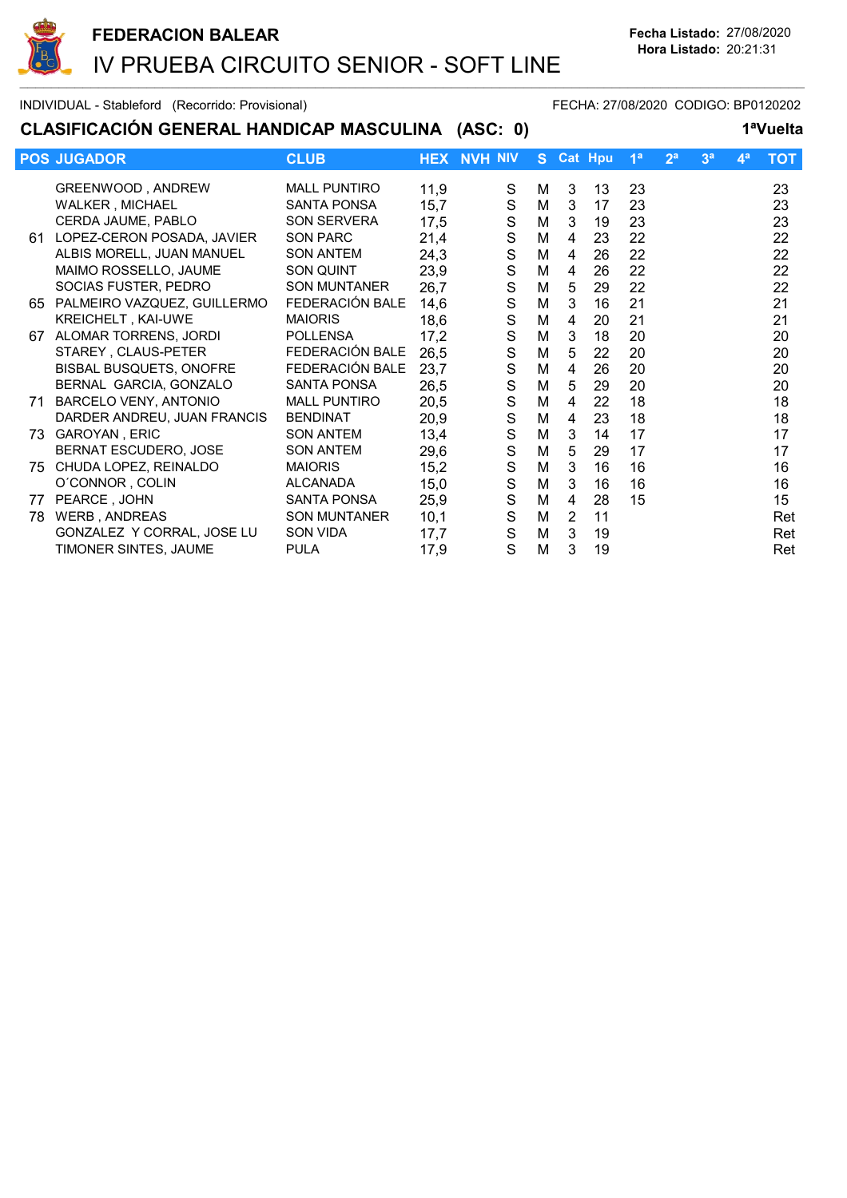# FEDERACION BALEAR

## IV PRUEBA CIRCUITO SENIOR - SOFT LINE

**Fecha Listado:** 27/08/2020
**Hora Listado:** 20:21:31

INDIVIDUAL - Stableford (Recorrido: Provisional) FECHA: 27/08/2020 CODIGO: BP0120202

### CLASIFICACIÓN GENERAL HANDICAP MASCULINA (ASC: 0) 1ªVuelta

| POS | JUGADOR | CLUB | HEX | NVH | NIV | S | Cat | Hpu | 1ª | 2ª | 3ª | 4ª | TOT |
|---|---|---|---|---|---|---|---|---|---|---|---|---|---|
| | GREENWOOD , ANDREW | MALL PUNTIRO | 11,9 | | S | M | 3 | 13 | 23 | | | | 23 |
| | WALKER , MICHAEL | SANTA PONSA | 15,7 | | S | M | 3 | 17 | 23 | | | | 23 |
| | CERDA JAUME, PABLO | SON SERVERA | 17,5 | | S | M | 3 | 19 | 23 | | | | 23 |
| 61 | LOPEZ-CERON POSADA, JAVIER | SON PARC | 21,4 | | S | M | 4 | 23 | 22 | | | | 22 |
| | ALBIS MORELL, JUAN MANUEL | SON ANTEM | 24,3 | | S | M | 4 | 26 | 22 | | | | 22 |
| | MAIMO ROSSELLO, JAUME | SON QUINT | 23,9 | | S | M | 4 | 26 | 22 | | | | 22 |
| | SOCIAS FUSTER, PEDRO | SON MUNTANER | 26,7 | | S | M | 5 | 29 | 22 | | | | 22 |
| 65 | PALMEIRO VAZQUEZ, GUILLERMO | FEDERACIÓN BALE | 14,6 | | S | M | 3 | 16 | 21 | | | | 21 |
| | KREICHELT , KAI-UWE | MAIORIS | 18,6 | | S | M | 4 | 20 | 21 | | | | 21 |
| 67 | ALOMAR TORRENS, JORDI | POLLENSA | 17,2 | | S | M | 3 | 18 | 20 | | | | 20 |
| | STAREY , CLAUS-PETER | FEDERACIÓN BALE | 26,5 | | S | M | 5 | 22 | 20 | | | | 20 |
| | BISBAL BUSQUETS, ONOFRE | FEDERACIÓN BALE | 23,7 | | S | M | 4 | 26 | 20 | | | | 20 |
| | BERNAL GARCIA, GONZALO | SANTA PONSA | 26,5 | | S | M | 5 | 29 | 20 | | | | 20 |
| 71 | BARCELO VENY, ANTONIO | MALL PUNTIRO | 20,5 | | S | M | 4 | 22 | 18 | | | | 18 |
| | DARDER ANDREU, JUAN FRANCIS | BENDINAT | 20,9 | | S | M | 4 | 23 | 18 | | | | 18 |
| 73 | GAROYAN , ERIC | SON ANTEM | 13,4 | | S | M | 3 | 14 | 17 | | | | 17 |
| | BERNAT ESCUDERO, JOSE | SON ANTEM | 29,6 | | S | M | 5 | 29 | 17 | | | | 17 |
| 75 | CHUDA LOPEZ, REINALDO | MAIORIS | 15,2 | | S | M | 3 | 16 | 16 | | | | 16 |
| | O´CONNOR , COLIN | ALCANADA | 15,0 | | S | M | 3 | 16 | 16 | | | | 16 |
| 77 | PEARCE , JOHN | SANTA PONSA | 25,9 | | S | M | 4 | 28 | 15 | | | | 15 |
| 78 | WERB , ANDREAS | SON MUNTANER | 10,1 | | S | M | 2 | 11 | | | | | Ret |
| | GONZALEZ Y CORRAL, JOSE LU | SON VIDA | 17,7 | | S | M | 3 | 19 | | | | | Ret |
| | TIMONER SINTES, JAUME | PULA | 17,9 | | S | M | 3 | 19 | | | | | Ret |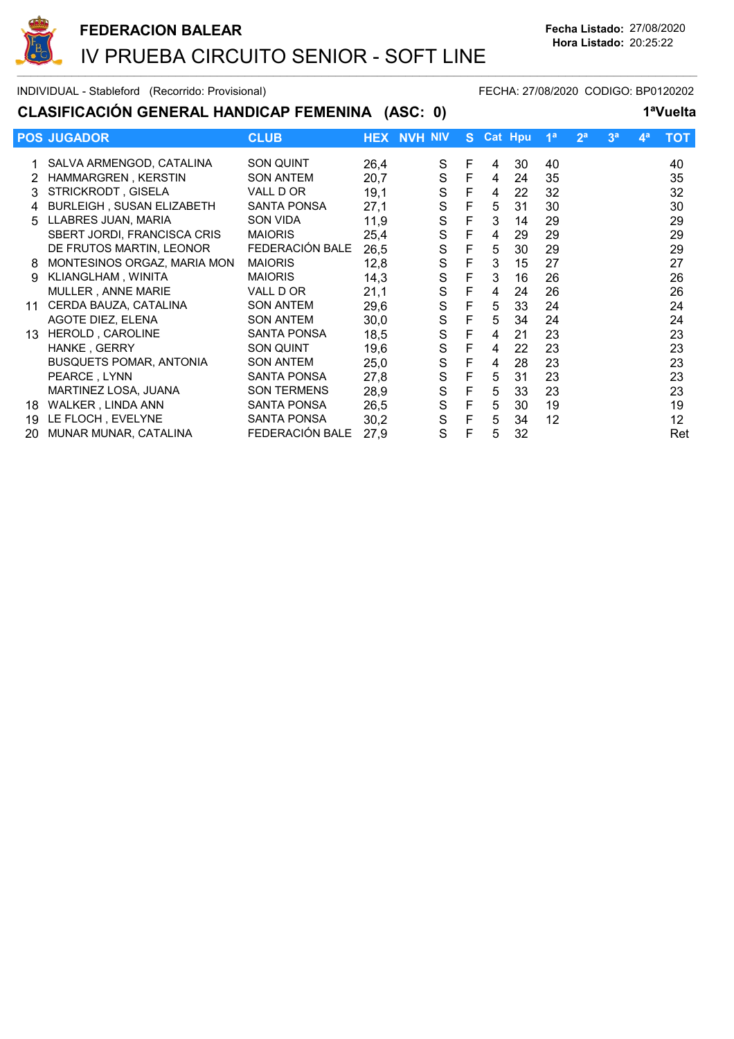**FEDERACION BALEAR**

# IV PRUEBA CIRCUITO SENIOR - SOFT LINE

**Fecha Listado:** 27/08/2020
**Hora Listado:** 20:25:22

INDIVIDUAL - Stableford (Recorrido: Provisional) FECHA: 27/08/2020 CODIGO: BP0120202

## CLASIFICACIÓN GENERAL HANDICAP FEMENINA (ASC: 0)

**1ªVuelta**

| POS | JUGADOR | CLUB | HEX | NVH | NIV | S | Cat | Hpu | 1ª | 2ª | 3ª | 4ª | TOT |
|---|---|---|---|---|---|---|---|---|---|---|---|---|---|
| 1 | SALVA ARMENGOD, CATALINA | SON QUINT | 26,4 | | S | F | 4 | 30 | 40 | | | | 40 |
| 2 | HAMMARGREN , KERSTIN | SON ANTEM | 20,7 | | S | F | 4 | 24 | 35 | | | | 35 |
| 3 | STRICKRODT , GISELA | VALL D OR | 19,1 | | S | F | 4 | 22 | 32 | | | | 32 |
| 4 | BURLEIGH , SUSAN ELIZABETH | SANTA PONSA | 27,1 | | S | F | 5 | 31 | 30 | | | | 30 |
| 5 | LLABRES JUAN, MARIA | SON VIDA | 11,9 | | S | F | 3 | 14 | 29 | | | | 29 |
| | SBERT JORDI, FRANCISCA CRIS | MAIORIS | 25,4 | | S | F | 4 | 29 | 29 | | | | 29 |
| | DE FRUTOS MARTIN, LEONOR | FEDERACIÓN BALE | 26,5 | | S | F | 5 | 30 | 29 | | | | 29 |
| 8 | MONTESINOS ORGAZ, MARIA MON | MAIORIS | 12,8 | | S | F | 3 | 15 | 27 | | | | 27 |
| 9 | KLIANGLHAM , WINITA | MAIORIS | 14,3 | | S | F | 3 | 16 | 26 | | | | 26 |
| | MULLER , ANNE MARIE | VALL D OR | 21,1 | | S | F | 4 | 24 | 26 | | | | 26 |
| 11 | CERDA BAUZA, CATALINA | SON ANTEM | 29,6 | | S | F | 5 | 33 | 24 | | | | 24 |
| | AGOTE DIEZ, ELENA | SON ANTEM | 30,0 | | S | F | 5 | 34 | 24 | | | | 24 |
| 13 | HEROLD , CAROLINE | SANTA PONSA | 18,5 | | S | F | 4 | 21 | 23 | | | | 23 |
| | HANKE , GERRY | SON QUINT | 19,6 | | S | F | 4 | 22 | 23 | | | | 23 |
| | BUSQUETS POMAR, ANTONIA | SON ANTEM | 25,0 | | S | F | 4 | 28 | 23 | | | | 23 |
| | PEARCE , LYNN | SANTA PONSA | 27,8 | | S | F | 5 | 31 | 23 | | | | 23 |
| | MARTINEZ LOSA, JUANA | SON TERMENS | 28,9 | | S | F | 5 | 33 | 23 | | | | 23 |
| 18 | WALKER , LINDA ANN | SANTA PONSA | 26,5 | | S | F | 5 | 30 | 19 | | | | 19 |
| 19 | LE FLOCH , EVELYNE | SANTA PONSA | 30,2 | | S | F | 5 | 34 | 12 | | | | 12 |
| 20 | MUNAR MUNAR, CATALINA | FEDERACIÓN BALE | 27,9 | | S | F | 5 | 32 | | | | | Ret |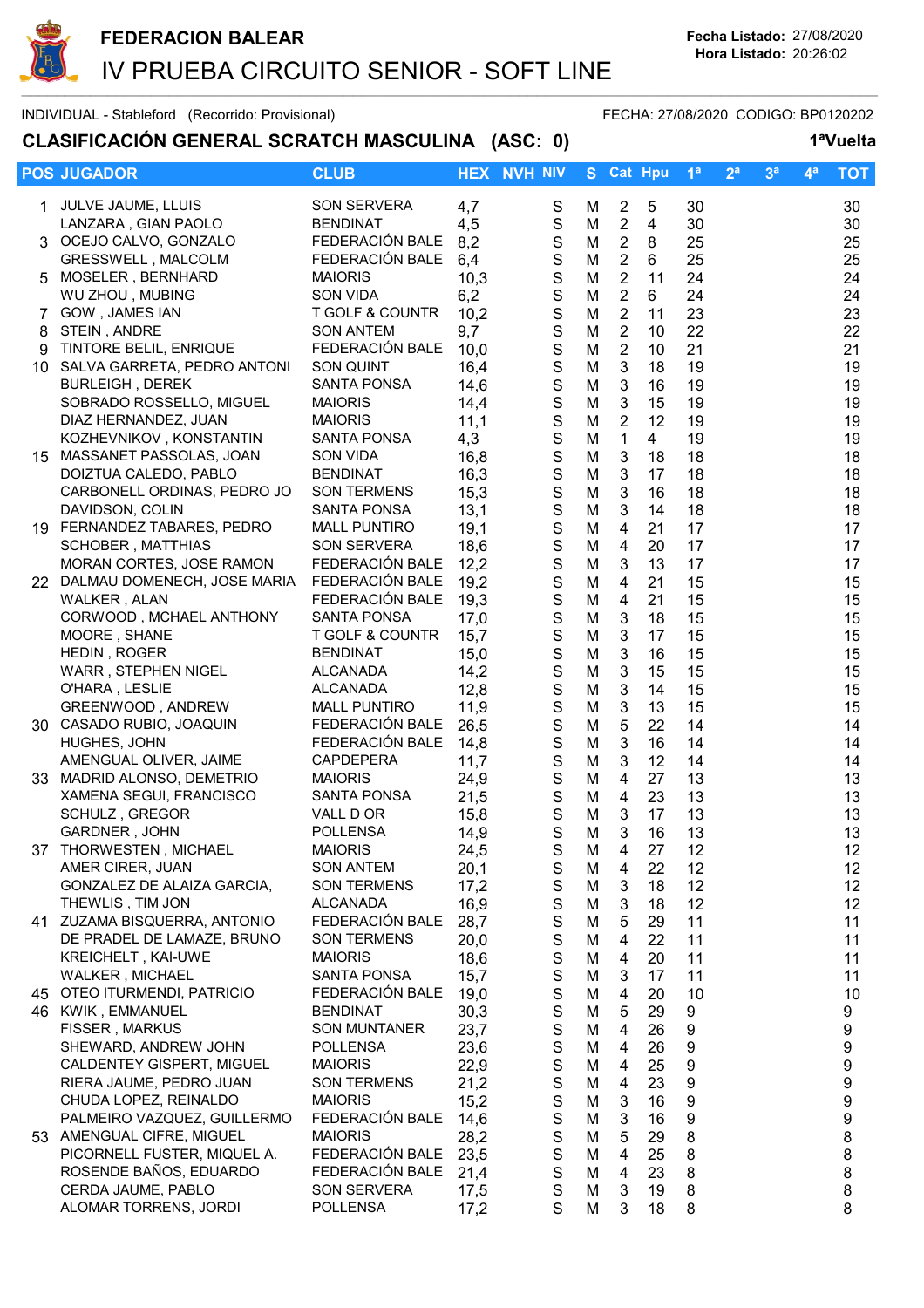# FEDERACION BALEAR

## IV PRUEBA CIRCUITO SENIOR - SOFT LINE

**Fecha Listado:** 27/08/2020
**Hora Listado:** 20:26:02

INDIVIDUAL - Stableford (Recorrido: Provisional) FECHA: 27/08/2020 CODIGO: BP0120202

### CLASIFICACIÓN GENERAL SCRATCH MASCULINA (ASC: 0) 1ªVuelta

| POS | JUGADOR | CLUB | HEX | NVH | NIV | S | Cat | Hpu | 1ª | 2ª | 3ª | 4ª | TOT |
|---|---|---|---|---|---|---|---|---|---|---|---|---|---|
| 1 | JULVE JAUME, LLUIS | SON SERVERA | 4,7 | | | S | M | 2 | 5 | 30 | | | 30 |
| | LANZARA , GIAN PAOLO | BENDINAT | 4,5 | | | S | M | 2 | 4 | 30 | | | 30 |
| 3 | OCEJO CALVO, GONZALO | FEDERACIÓN BALE | 8,2 | | | S | M | 2 | 8 | 25 | | | 25 |
| | GRESSWELL , MALCOLM | FEDERACIÓN BALE | 6,4 | | | S | M | 2 | 6 | 25 | | | 25 |
| 5 | MOSELER , BERNHARD | MAIORIS | 10,3 | | | S | M | 2 | 11 | 24 | | | 24 |
| | WU ZHOU , MUBING | SON VIDA | 6,2 | | | S | M | 2 | 6 | 24 | | | 24 |
| 7 | GOW , JAMES IAN | T GOLF & COUNTR | 10,2 | | | S | M | 2 | 11 | 23 | | | 23 |
| 8 | STEIN , ANDRE | SON ANTEM | 9,7 | | | S | M | 2 | 10 | 22 | | | 22 |
| 9 | TINTORE BELIL, ENRIQUE | FEDERACIÓN BALE | 10,0 | | | S | M | 2 | 10 | 21 | | | 21 |
| 10 | SALVA GARRETA, PEDRO ANTONI | SON QUINT | 16,4 | | | S | M | 3 | 18 | 19 | | | 19 |
| | BURLEIGH , DEREK | SANTA PONSA | 14,6 | | | S | M | 3 | 16 | 19 | | | 19 |
| | SOBRADO ROSSELLO, MIGUEL | MAIORIS | 14,4 | | | S | M | 3 | 15 | 19 | | | 19 |
| | DIAZ HERNANDEZ, JUAN | MAIORIS | 11,1 | | | S | M | 2 | 12 | 19 | | | 19 |
| | KOZHEVNIKOV , KONSTANTIN | SANTA PONSA | 4,3 | | | S | M | 1 | 4 | 19 | | | 19 |
| 15 | MASSANET PASSOLAS, JOAN | SON VIDA | 16,8 | | | S | M | 3 | 18 | 18 | | | 18 |
| | DOIZTUA CALEDO, PABLO | BENDINAT | 16,3 | | | S | M | 3 | 17 | 18 | | | 18 |
| | CARBONELL ORDINAS, PEDRO JO | SON TERMENS | 15,3 | | | S | M | 3 | 16 | 18 | | | 18 |
| | DAVIDSON, COLIN | SANTA PONSA | 13,1 | | | S | M | 3 | 14 | 18 | | | 18 |
| 19 | FERNANDEZ TABARES, PEDRO | MALL PUNTIRO | 19,1 | | | S | M | 4 | 21 | 17 | | | 17 |
| | SCHOBER , MATTHIAS | SON SERVERA | 18,6 | | | S | M | 4 | 20 | 17 | | | 17 |
| | MORAN CORTES, JOSE RAMON | FEDERACIÓN BALE | 12,2 | | | S | M | 3 | 13 | 17 | | | 17 |
| 22 | DALMAU DOMENECH, JOSE MARIA | FEDERACIÓN BALE | 19,2 | | | S | M | 4 | 21 | 15 | | | 15 |
| | WALKER , ALAN | FEDERACIÓN BALE | 19,3 | | | S | M | 4 | 21 | 15 | | | 15 |
| | CORWOOD , MCHAEL ANTHONY | SANTA PONSA | 17,0 | | | S | M | 3 | 18 | 15 | | | 15 |
| | MOORE , SHANE | T GOLF & COUNTR | 15,7 | | | S | M | 3 | 17 | 15 | | | 15 |
| | HEDIN , ROGER | BENDINAT | 15,0 | | | S | M | 3 | 16 | 15 | | | 15 |
| | WARR , STEPHEN NIGEL | ALCANADA | 14,2 | | | S | M | 3 | 15 | 15 | | | 15 |
| | O'HARA , LESLIE | ALCANADA | 12,8 | | | S | M | 3 | 14 | 15 | | | 15 |
| | GREENWOOD , ANDREW | MALL PUNTIRO | 11,9 | | | S | M | 3 | 13 | 15 | | | 15 |
| 30 | CASADO RUBIO, JOAQUIN | FEDERACIÓN BALE | 26,5 | | | S | M | 5 | 22 | 14 | | | 14 |
| | HUGHES, JOHN | FEDERACIÓN BALE | 14,8 | | | S | M | 3 | 16 | 14 | | | 14 |
| | AMENGUAL OLIVER, JAIME | CAPDEPERA | 11,7 | | | S | M | 3 | 12 | 14 | | | 14 |
| 33 | MADRID ALONSO, DEMETRIO | MAIORIS | 24,9 | | | S | M | 4 | 27 | 13 | | | 13 |
| | XAMENA SEGUI, FRANCISCO | SANTA PONSA | 21,5 | | | S | M | 4 | 23 | 13 | | | 13 |
| | SCHULZ , GREGOR | VALL D OR | 15,8 | | | S | M | 3 | 17 | 13 | | | 13 |
| | GARDNER , JOHN | POLLENSA | 14,9 | | | S | M | 3 | 16 | 13 | | | 13 |
| 37 | THORWESTEN , MICHAEL | MAIORIS | 24,5 | | | S | M | 4 | 27 | 12 | | | 12 |
| | AMER CIRER, JUAN | SON ANTEM | 20,1 | | | S | M | 4 | 22 | 12 | | | 12 |
| | GONZALEZ DE ALAIZA GARCIA, | SON TERMENS | 17,2 | | | S | M | 3 | 18 | 12 | | | 12 |
| | THEWLIS , TIM JON | ALCANADA | 16,9 | | | S | M | 3 | 18 | 12 | | | 12 |
| 41 | ZUZAMA BISQUERRA, ANTONIO | FEDERACIÓN BALE | 28,7 | | | S | M | 5 | 29 | 11 | | | 11 |
| | DE PRADEL DE LAMAZE, BRUNO | SON TERMENS | 20,0 | | | S | M | 4 | 22 | 11 | | | 11 |
| | KREICHELT , KAI-UWE | MAIORIS | 18,6 | | | S | M | 4 | 20 | 11 | | | 11 |
| | WALKER , MICHAEL | SANTA PONSA | 15,7 | | | S | M | 3 | 17 | 11 | | | 11 |
| 45 | OTEO ITURMENDI, PATRICIO | FEDERACIÓN BALE | 19,0 | | | S | M | 4 | 20 | 10 | | | 10 |
| 46 | KWIK , EMMANUEL | BENDINAT | 30,3 | | | S | M | 5 | 29 | 9 | | | 9 |
| | FISSER , MARKUS | SON MUNTANER | 23,7 | | | S | M | 4 | 26 | 9 | | | 9 |
| | SHEWARD, ANDREW JOHN | POLLENSA | 23,6 | | | S | M | 4 | 26 | 9 | | | 9 |
| | CALDENTEY GISPERT, MIGUEL | MAIORIS | 22,9 | | | S | M | 4 | 25 | 9 | | | 9 |
| | RIERA JAUME, PEDRO JUAN | SON TERMENS | 21,2 | | | S | M | 4 | 23 | 9 | | | 9 |
| | CHUDA LOPEZ, REINALDO | MAIORIS | 15,2 | | | S | M | 3 | 16 | 9 | | | 9 |
| | PALMEIRO VAZQUEZ, GUILLERMO | FEDERACIÓN BALE | 14,6 | | | S | M | 3 | 16 | 9 | | | 9 |
| 53 | AMENGUAL CIFRE, MIGUEL | MAIORIS | 28,2 | | | S | M | 5 | 29 | 8 | | | 8 |
| | PICORNELL FUSTER, MIQUEL A. | FEDERACIÓN BALE | 23,5 | | | S | M | 4 | 25 | 8 | | | 8 |
| | ROSENDE BAÑOS, EDUARDO | FEDERACIÓN BALE | 21,4 | | | S | M | 4 | 23 | 8 | | | 8 |
| | CERDA JAUME, PABLO | SON SERVERA | 17,5 | | | S | M | 3 | 19 | 8 | | | 8 |
| | ALOMAR TORRENS, JORDI | POLLENSA | 17,2 | | | S | M | 3 | 18 | 8 | | | 8 |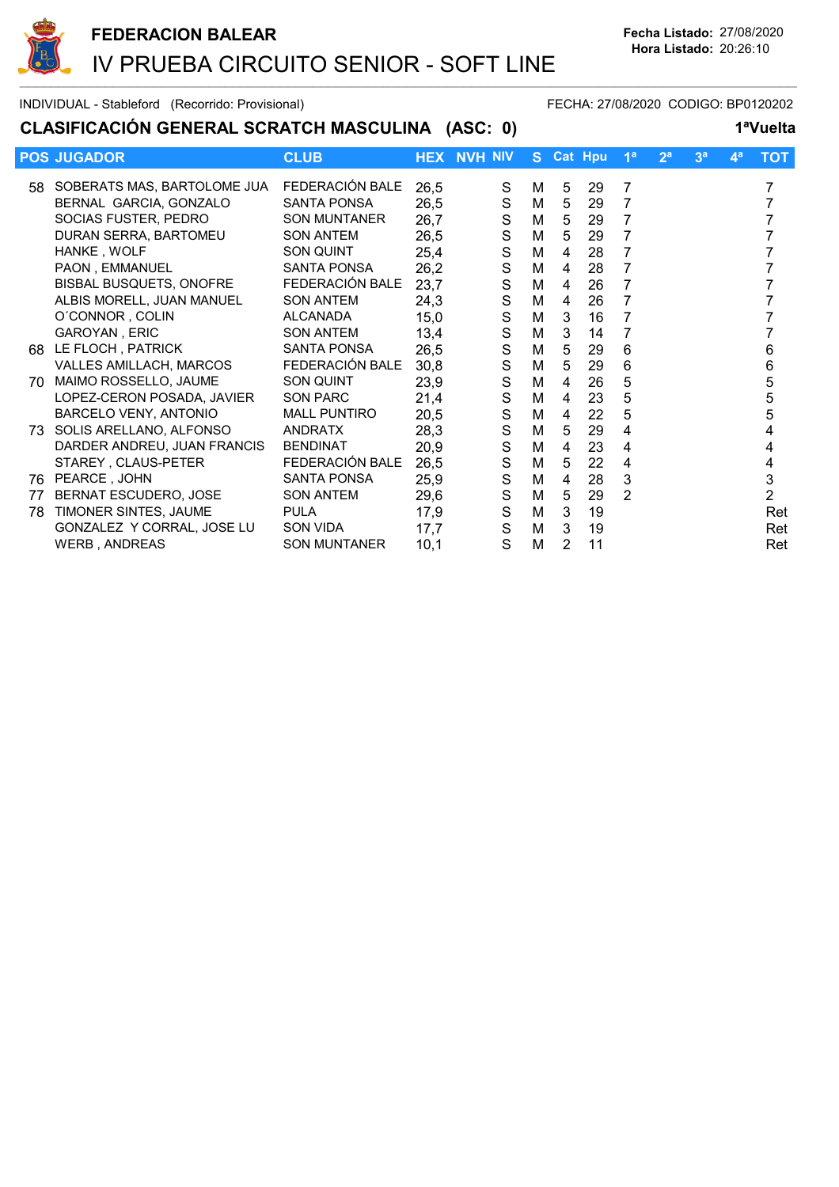# FEDERACION BALEAR

## IV PRUEBA CIRCUITO SENIOR - SOFT LINE

**Fecha Listado:** 27/08/2020
**Hora Listado:** 20:26:10

INDIVIDUAL - Stableford (Recorrido: Provisional) FECHA: 27/08/2020 CODIGO: BP0120202

### CLASIFICACIÓN GENERAL SCRATCH MASCULINA (ASC: 0) 1ªVuelta

| POS | JUGADOR | CLUB | HEX | NVH | NIV | S | Cat | Hpu | 1ª | 2ª | 3ª | 4ª | TOT |
|---|---|---|---|---|---|---|---|---|---|---|---|---|---|
| 58 | SOBERATS MAS, BARTOLOME JUA | FEDERACIÓN BALE | 26,5 | | S | M | 5 | 29 | 7 | | | | 7 |
| | BERNAL GARCIA, GONZALO | SANTA PONSA | 26,5 | | S | M | 5 | 29 | 7 | | | | 7 |
| | SOCIAS FUSTER, PEDRO | SON MUNTANER | 26,7 | | S | M | 5 | 29 | 7 | | | | 7 |
| | DURAN SERRA, BARTOMEU | SON ANTEM | 26,5 | | S | M | 5 | 29 | 7 | | | | 7 |
| | HANKE , WOLF | SON QUINT | 25,4 | | S | M | 4 | 28 | 7 | | | | 7 |
| | PAON , EMMANUEL | SANTA PONSA | 26,2 | | S | M | 4 | 28 | 7 | | | | 7 |
| | BISBAL BUSQUETS, ONOFRE | FEDERACIÓN BALE | 23,7 | | S | M | 4 | 26 | 7 | | | | 7 |
| | ALBIS MORELL, JUAN MANUEL | SON ANTEM | 24,3 | | S | M | 4 | 26 | 7 | | | | 7 |
| | O´CONNOR , COLIN | ALCANADA | 15,0 | | S | M | 3 | 16 | 7 | | | | 7 |
| | GAROYAN , ERIC | SON ANTEM | 13,4 | | S | M | 3 | 14 | 7 | | | | 7 |
| 68 | LE FLOCH , PATRICK | SANTA PONSA | 26,5 | | S | M | 5 | 29 | 6 | | | | 6 |
| | VALLES AMILLACH, MARCOS | FEDERACIÓN BALE | 30,8 | | S | M | 5 | 29 | 6 | | | | 6 |
| 70 | MAIMO ROSSELLO, JAUME | SON QUINT | 23,9 | | S | M | 4 | 26 | 5 | | | | 5 |
| | LOPEZ-CERON POSADA, JAVIER | SON PARC | 21,4 | | S | M | 4 | 23 | 5 | | | | 5 |
| | BARCELO VENY, ANTONIO | MALL PUNTIRO | 20,5 | | S | M | 4 | 22 | 5 | | | | 5 |
| 73 | SOLIS ARELLANO, ALFONSO | ANDRATX | 28,3 | | S | M | 5 | 29 | 4 | | | | 4 |
| | DARDER ANDREU, JUAN FRANCIS | BENDINAT | 20,9 | | S | M | 4 | 23 | 4 | | | | 4 |
| | STAREY , CLAUS-PETER | FEDERACIÓN BALE | 26,5 | | S | M | 5 | 22 | 4 | | | | 4 |
| 76 | PEARCE , JOHN | SANTA PONSA | 25,9 | | S | M | 4 | 28 | 3 | | | | 3 |
| 77 | BERNAT ESCUDERO, JOSE | SON ANTEM | 29,6 | | S | M | 5 | 29 | 2 | | | | 2 |
| 78 | TIMONER SINTES, JAUME | PULA | 17,9 | | S | M | 3 | 19 | | | | | Ret |
| | GONZALEZ Y CORRAL, JOSE LU | SON VIDA | 17,7 | | S | M | 3 | 19 | | | | | Ret |
| | WERB , ANDREAS | SON MUNTANER | 10,1 | | S | M | 2 | 11 | | | | | Ret |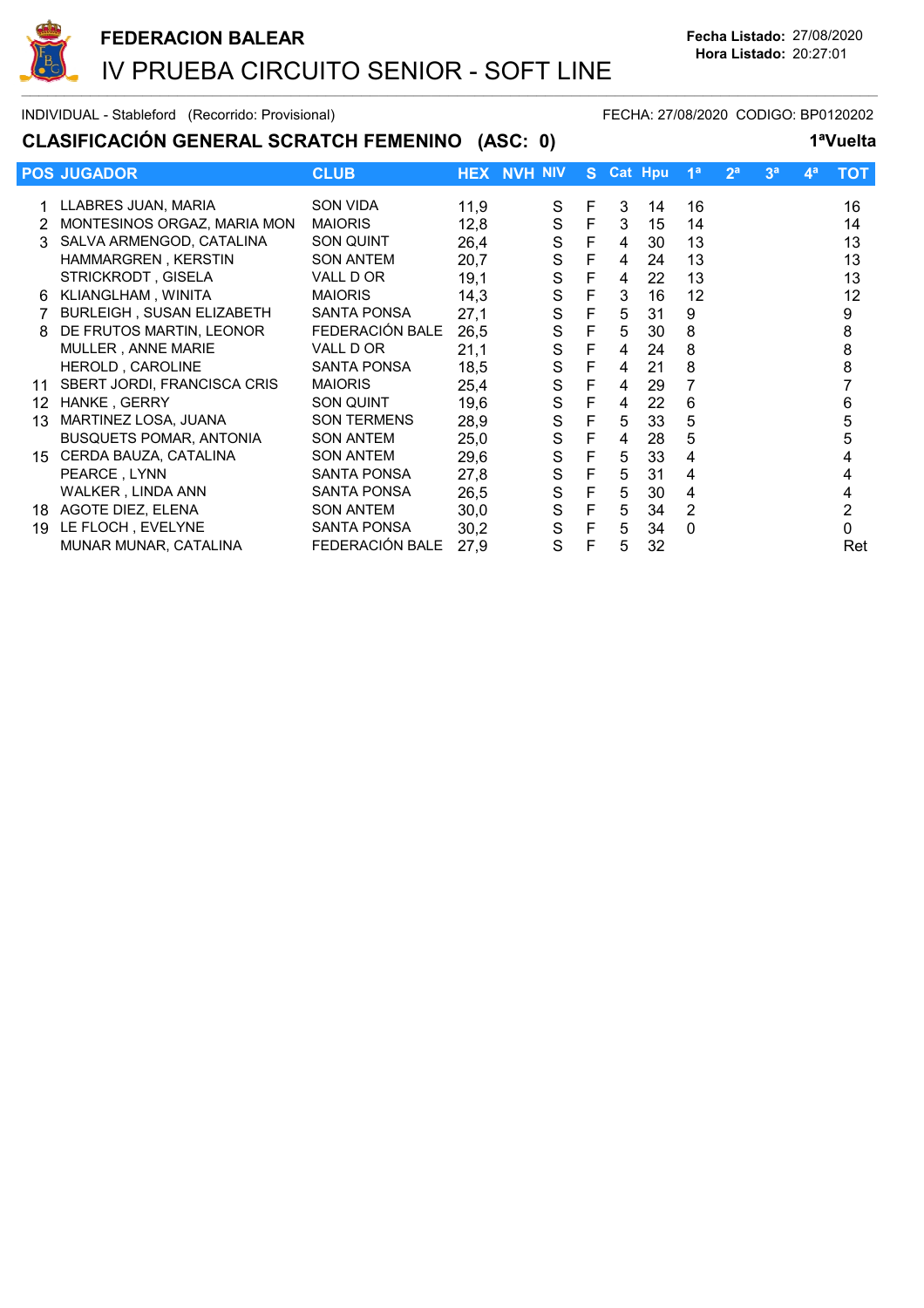**FEDERACION BALEAR**

# IV PRUEBA CIRCUITO SENIOR - SOFT LINE

**Fecha Listado:** 27/08/2020
**Hora Listado:** 20:27:01

INDIVIDUAL - Stableford (Recorrido: Provisional) FECHA: 27/08/2020 CODIGO: BP0120202

## CLASIFICACIÓN GENERAL SCRATCH FEMENINO (ASC: 0) 1ªVuelta

| POS | JUGADOR | CLUB | HEX | NVH | NIV | S | Cat | Hpu | 1ª | 2ª | 3ª | 4ª | TOT |
|---|---|---|---|---|---|---|---|---|---|---|---|---|---|
| 1 | LLABRES JUAN, MARIA | SON VIDA | 11,9 | | S | F | 3 | 14 | 16 | | | | 16 |
| 2 | MONTESINOS ORGAZ, MARIA MON | MAIORIS | 12,8 | | S | F | 3 | 15 | 14 | | | | 14 |
| 3 | SALVA ARMENGOD, CATALINA | SON QUINT | 26,4 | | S | F | 4 | 30 | 13 | | | | 13 |
| | HAMMARGREN , KERSTIN | SON ANTEM | 20,7 | | S | F | 4 | 24 | 13 | | | | 13 |
| | STRICKRODT , GISELA | VALL D OR | 19,1 | | S | F | 4 | 22 | 13 | | | | 13 |
| 6 | KLIANGLHAM , WINITA | MAIORIS | 14,3 | | S | F | 3 | 16 | 12 | | | | 12 |
| 7 | BURLEIGH , SUSAN ELIZABETH | SANTA PONSA | 27,1 | | S | F | 5 | 31 | 9 | | | | 9 |
| 8 | DE FRUTOS MARTIN, LEONOR | FEDERACIÓN BALE | 26,5 | | S | F | 5 | 30 | 8 | | | | 8 |
| | MULLER , ANNE MARIE | VALL D OR | 21,1 | | S | F | 4 | 24 | 8 | | | | 8 |
| | HEROLD , CAROLINE | SANTA PONSA | 18,5 | | S | F | 4 | 21 | 8 | | | | 8 |
| 11 | SBERT JORDI, FRANCISCA CRIS | MAIORIS | 25,4 | | S | F | 4 | 29 | 7 | | | | 7 |
| 12 | HANKE , GERRY | SON QUINT | 19,6 | | S | F | 4 | 22 | 6 | | | | 6 |
| 13 | MARTINEZ LOSA, JUANA | SON TERMENS | 28,9 | | S | F | 5 | 33 | 5 | | | | 5 |
| | BUSQUETS POMAR, ANTONIA | SON ANTEM | 25,0 | | S | F | 4 | 28 | 5 | | | | 5 |
| 15 | CERDA BAUZA, CATALINA | SON ANTEM | 29,6 | | S | F | 5 | 33 | 4 | | | | 4 |
| | PEARCE , LYNN | SANTA PONSA | 27,8 | | S | F | 5 | 31 | 4 | | | | 4 |
| | WALKER , LINDA ANN | SANTA PONSA | 26,5 | | S | F | 5 | 30 | 4 | | | | 4 |
| 18 | AGOTE DIEZ, ELENA | SON ANTEM | 30,0 | | S | F | 5 | 34 | 2 | | | | 2 |
| 19 | LE FLOCH , EVELYNE | SANTA PONSA | 30,2 | | S | F | 5 | 34 | 0 | | | | 0 |
| | MUNAR MUNAR, CATALINA | FEDERACIÓN BALE | 27,9 | | S | F | 5 | 32 | | | | | Ret |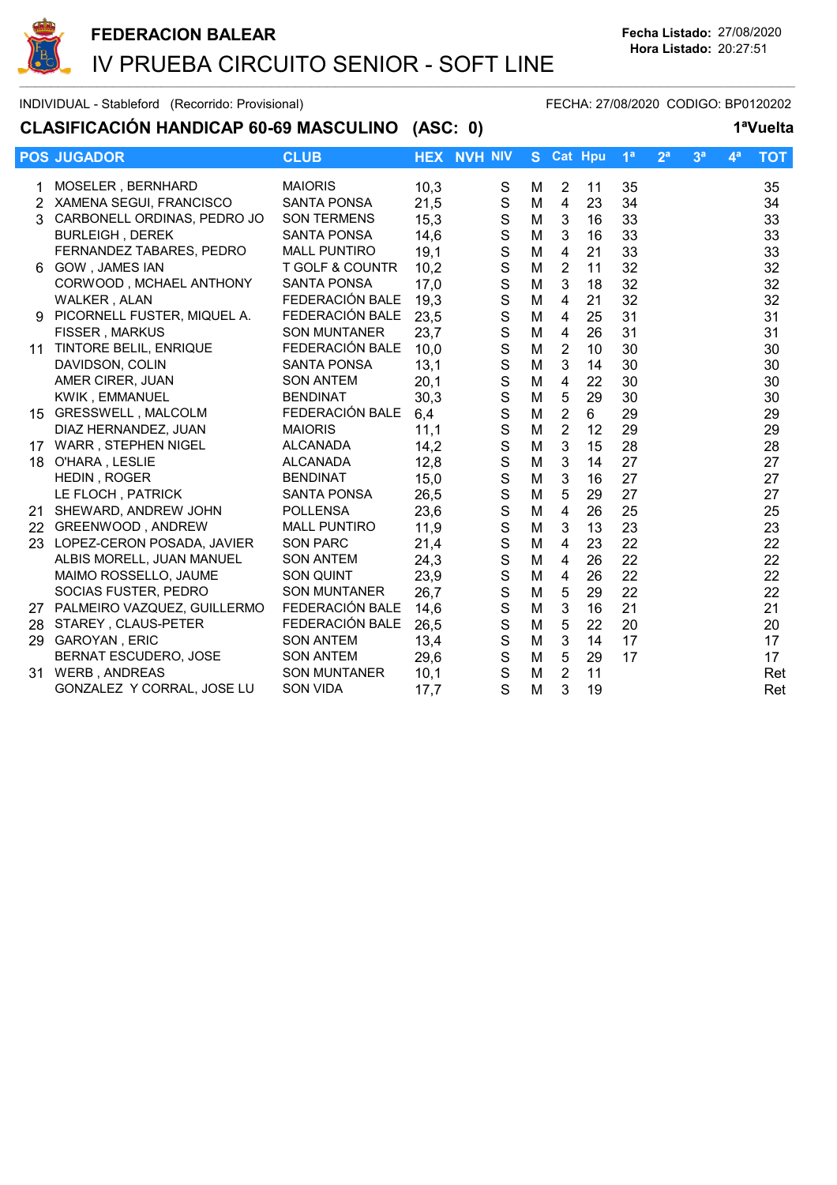# FEDERACION BALEAR

## IV PRUEBA CIRCUITO SENIOR - SOFT LINE

**Fecha Listado:** 27/08/2020
**Hora Listado:** 20:27:51

INDIVIDUAL - Stableford (Recorrido: Provisional) FECHA: 27/08/2020 CODIGO: BP0120202

### CLASIFICACIÓN HANDICAP 60-69 MASCULINO (ASC: 0) 1ªVuelta

| POS | JUGADOR | CLUB | HEX | NVH | NIV | S | Cat | Hpu | 1ª | 2ª | 3ª | 4ª | TOT |
|---|---|---|---|---|---|---|---|---|---|---|---|---|---|
| 1 | MOSELER , BERNHARD | MAIORIS | 10,3 | | S | M | 2 | 11 | 35 | | | | 35 |
| 2 | XAMENA SEGUI, FRANCISCO | SANTA PONSA | 21,5 | | S | M | 4 | 23 | 34 | | | | 34 |
| 3 | CARBONELL ORDINAS, PEDRO JO | SON TERMENS | 15,3 | | S | M | 3 | 16 | 33 | | | | 33 |
| | BURLEIGH , DEREK | SANTA PONSA | 14,6 | | S | M | 3 | 16 | 33 | | | | 33 |
| | FERNANDEZ TABARES, PEDRO | MALL PUNTIRO | 19,1 | | S | M | 4 | 21 | 33 | | | | 33 |
| 6 | GOW , JAMES IAN | T GOLF & COUNTR | 10,2 | | S | M | 2 | 11 | 32 | | | | 32 |
| | CORWOOD , MCHAEL ANTHONY | SANTA PONSA | 17,0 | | S | M | 3 | 18 | 32 | | | | 32 |
| | WALKER , ALAN | FEDERACIÓN BALE | 19,3 | | S | M | 4 | 21 | 32 | | | | 32 |
| 9 | PICORNELL FUSTER, MIQUEL A. | FEDERACIÓN BALE | 23,5 | | S | M | 4 | 25 | 31 | | | | 31 |
| | FISSER , MARKUS | SON MUNTANER | 23,7 | | S | M | 4 | 26 | 31 | | | | 31 |
| 11 | TINTORE BELIL, ENRIQUE | FEDERACIÓN BALE | 10,0 | | S | M | 2 | 10 | 30 | | | | 30 |
| | DAVIDSON, COLIN | SANTA PONSA | 13,1 | | S | M | 3 | 14 | 30 | | | | 30 |
| | AMER CIRER, JUAN | SON ANTEM | 20,1 | | S | M | 4 | 22 | 30 | | | | 30 |
| | KWIK , EMMANUEL | BENDINAT | 30,3 | | S | M | 5 | 29 | 30 | | | | 30 |
| 15 | GRESSWELL , MALCOLM | FEDERACIÓN BALE | 6,4 | | S | M | 2 | 6 | 29 | | | | 29 |
| | DIAZ HERNANDEZ, JUAN | MAIORIS | 11,1 | | S | M | 2 | 12 | 29 | | | | 29 |
| 17 | WARR , STEPHEN NIGEL | ALCANADA | 14,2 | | S | M | 3 | 15 | 28 | | | | 28 |
| 18 | O'HARA , LESLIE | ALCANADA | 12,8 | | S | M | 3 | 14 | 27 | | | | 27 |
| | HEDIN , ROGER | BENDINAT | 15,0 | | S | M | 3 | 16 | 27 | | | | 27 |
| | LE FLOCH , PATRICK | SANTA PONSA | 26,5 | | S | M | 5 | 29 | 27 | | | | 27 |
| 21 | SHEWARD, ANDREW JOHN | POLLENSA | 23,6 | | S | M | 4 | 26 | 25 | | | | 25 |
| 22 | GREENWOOD , ANDREW | MALL PUNTIRO | 11,9 | | S | M | 3 | 13 | 23 | | | | 23 |
| 23 | LOPEZ-CERON POSADA, JAVIER | SON PARC | 21,4 | | S | M | 4 | 23 | 22 | | | | 22 |
| | ALBIS MORELL, JUAN MANUEL | SON ANTEM | 24,3 | | S | M | 4 | 26 | 22 | | | | 22 |
| | MAIMO ROSSELLO, JAUME | SON QUINT | 23,9 | | S | M | 4 | 26 | 22 | | | | 22 |
| | SOCIAS FUSTER, PEDRO | SON MUNTANER | 26,7 | | S | M | 5 | 29 | 22 | | | | 22 |
| 27 | PALMEIRO VAZQUEZ, GUILLERMO | FEDERACIÓN BALE | 14,6 | | S | M | 3 | 16 | 21 | | | | 21 |
| 28 | STAREY , CLAUS-PETER | FEDERACIÓN BALE | 26,5 | | S | M | 5 | 22 | 20 | | | | 20 |
| 29 | GAROYAN , ERIC | SON ANTEM | 13,4 | | S | M | 3 | 14 | 17 | | | | 17 |
| | BERNAT ESCUDERO, JOSE | SON ANTEM | 29,6 | | S | M | 5 | 29 | 17 | | | | 17 |
| 31 | WERB , ANDREAS | SON MUNTANER | 10,1 | | S | M | 2 | 11 | | | | | Ret |
| | GONZALEZ Y CORRAL, JOSE LU | SON VIDA | 17,7 | | S | M | 3 | 19 | | | | | Ret |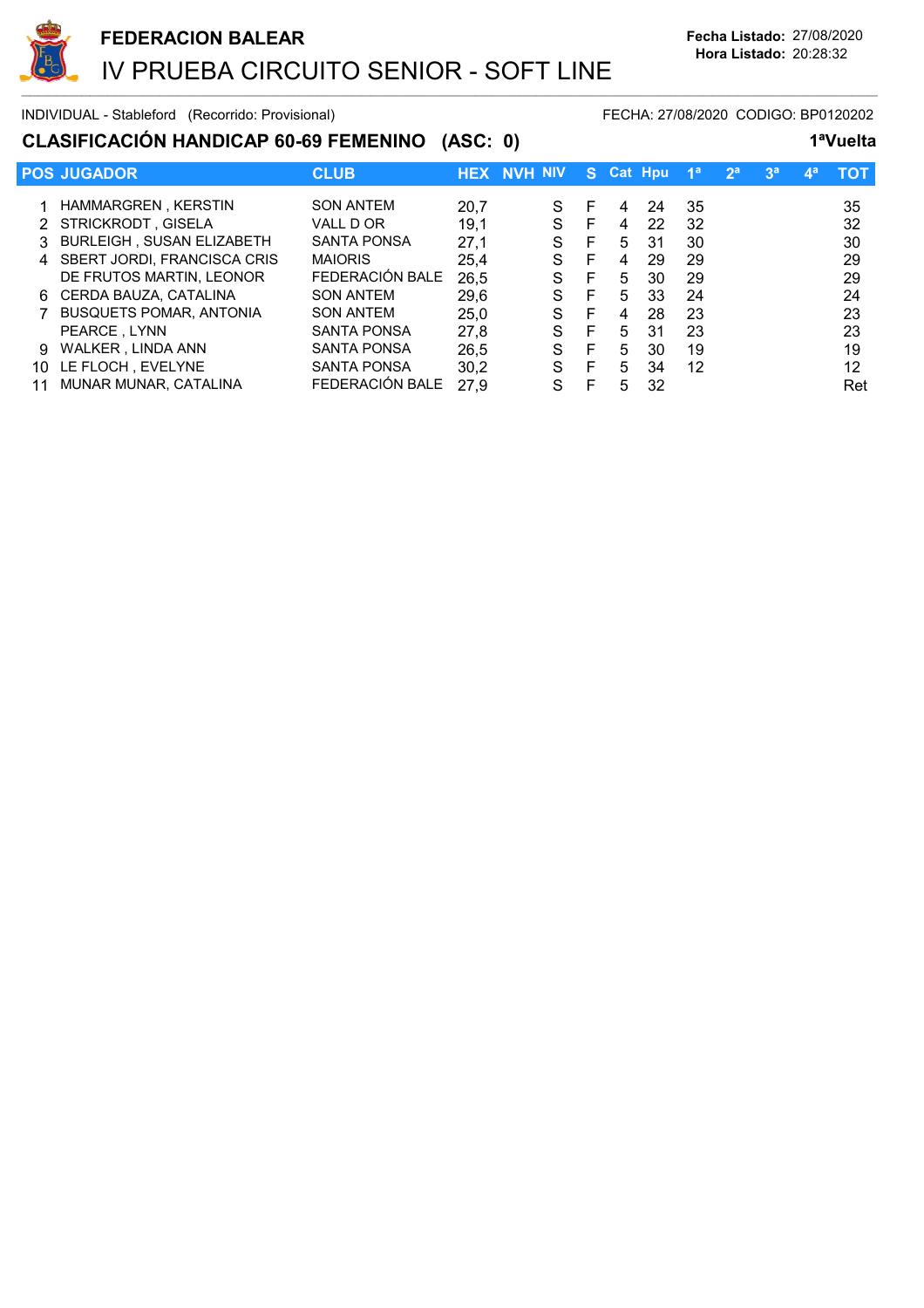# FEDERACION BALEAR

## IV PRUEBA CIRCUITO SENIOR - SOFT LINE

**Fecha Listado:** 27/08/2020
**Hora Listado:** 20:28:32

INDIVIDUAL - Stableford (Recorrido: Provisional)

FECHA: 27/08/2020 CODIGO: BP0120202

### CLASIFICACIÓN HANDICAP 60-69 FEMENINO (ASC: 0)

**1ªVuelta**

| POS | JUGADOR | CLUB | HEX | NVH | NIV | S | Cat | Hpu | 1ª | 2ª | 3ª | 4ª | TOT |
|---|---|---|---|---|---|---|---|---|---|---|---|---|---|
| 1 | HAMMARGREN , KERSTIN | SON ANTEM | 20,7 | | S | F | 4 | 24 | 35 | | | | 35 |
| 2 | STRICKRODT , GISELA | VALL D OR | 19,1 | | S | F | 4 | 22 | 32 | | | | 32 |
| 3 | BURLEIGH , SUSAN ELIZABETH | SANTA PONSA | 27,1 | | S | F | 5 | 31 | 30 | | | | 30 |
| 4 | SBERT JORDI, FRANCISCA CRIS | MAIORIS | 25,4 | | S | F | 4 | 29 | 29 | | | | 29 |
| | DE FRUTOS MARTIN, LEONOR | FEDERACIÓN BALE | 26,5 | | S | F | 5 | 30 | 29 | | | | 29 |
| 6 | CERDA BAUZA, CATALINA | SON ANTEM | 29,6 | | S | F | 5 | 33 | 24 | | | | 24 |
| 7 | BUSQUETS POMAR, ANTONIA | SON ANTEM | 25,0 | | S | F | 4 | 28 | 23 | | | | 23 |
| | PEARCE , LYNN | SANTA PONSA | 27,8 | | S | F | 5 | 31 | 23 | | | | 23 |
| 9 | WALKER , LINDA ANN | SANTA PONSA | 26,5 | | S | F | 5 | 30 | 19 | | | | 19 |
| 10 | LE FLOCH , EVELYNE | SANTA PONSA | 30,2 | | S | F | 5 | 34 | 12 | | | | 12 |
| 11 | MUNAR MUNAR, CATALINA | FEDERACIÓN BALE | 27,9 | | S | F | 5 | 32 | | | | | Ret |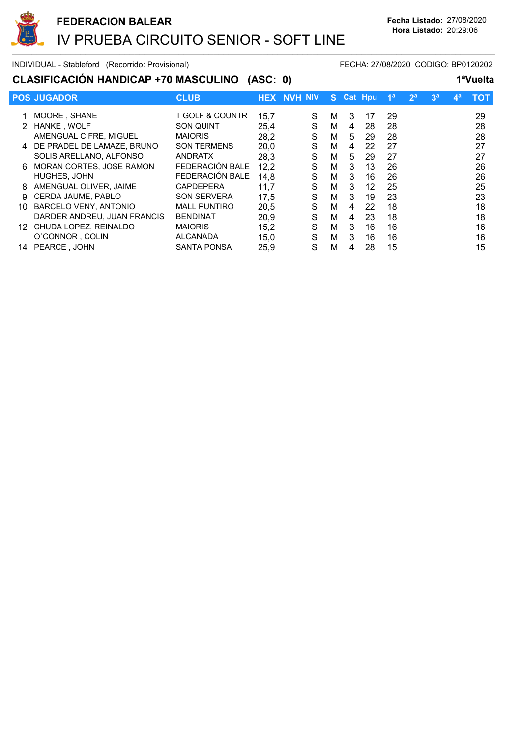# FEDERACION BALEAR

## IV PRUEBA CIRCUITO SENIOR - SOFT LINE

**Fecha Listado:** 27/08/2020
**Hora Listado:** 20:29:06

INDIVIDUAL - Stableford (Recorrido: Provisional)

FECHA: 27/08/2020 CODIGO: BP0120202

### CLASIFICACIÓN HANDICAP +70 MASCULINO (ASC: 0)

**1ªVuelta**

| POS | JUGADOR | CLUB | HEX | NVH | NIV | S | Cat | Hpu | 1ª | 2ª | 3ª | 4ª | TOT |
|---|---|---|---|---|---|---|---|---|---|---|---|---|---|
| 1 | MOORE , SHANE | T GOLF & COUNTR | 15,7 | | S | M | 3 | 17 | 29 | | | | 29 |
| 2 | HANKE , WOLF | SON QUINT | 25,4 | | S | M | 4 | 28 | 28 | | | | 28 |
| | AMENGUAL CIFRE, MIGUEL | MAIORIS | 28,2 | | S | M | 5 | 29 | 28 | | | | 28 |
| 4 | DE PRADEL DE LAMAZE, BRUNO | SON TERMENS | 20,0 | | S | M | 4 | 22 | 27 | | | | 27 |
| | SOLIS ARELLANO, ALFONSO | ANDRATX | 28,3 | | S | M | 5 | 29 | 27 | | | | 27 |
| 6 | MORAN CORTES, JOSE RAMON | FEDERACIÓN BALE | 12,2 | | S | M | 3 | 13 | 26 | | | | 26 |
| | HUGHES, JOHN | FEDERACIÓN BALE | 14,8 | | S | M | 3 | 16 | 26 | | | | 26 |
| 8 | AMENGUAL OLIVER, JAIME | CAPDEPERA | 11,7 | | S | M | 3 | 12 | 25 | | | | 25 |
| 9 | CERDA JAUME, PABLO | SON SERVERA | 17,5 | | S | M | 3 | 19 | 23 | | | | 23 |
| 10 | BARCELO VENY, ANTONIO | MALL PUNTIRO | 20,5 | | S | M | 4 | 22 | 18 | | | | 18 |
| | DARDER ANDREU, JUAN FRANCIS | BENDINAT | 20,9 | | S | M | 4 | 23 | 18 | | | | 18 |
| 12 | CHUDA LOPEZ, REINALDO | MAIORIS | 15,2 | | S | M | 3 | 16 | 16 | | | | 16 |
| | O´CONNOR , COLIN | ALCANADA | 15,0 | | S | M | 3 | 16 | 16 | | | | 16 |
| 14 | PEARCE , JOHN | SANTA PONSA | 25,9 | | S | M | 4 | 28 | 15 | | | | 15 |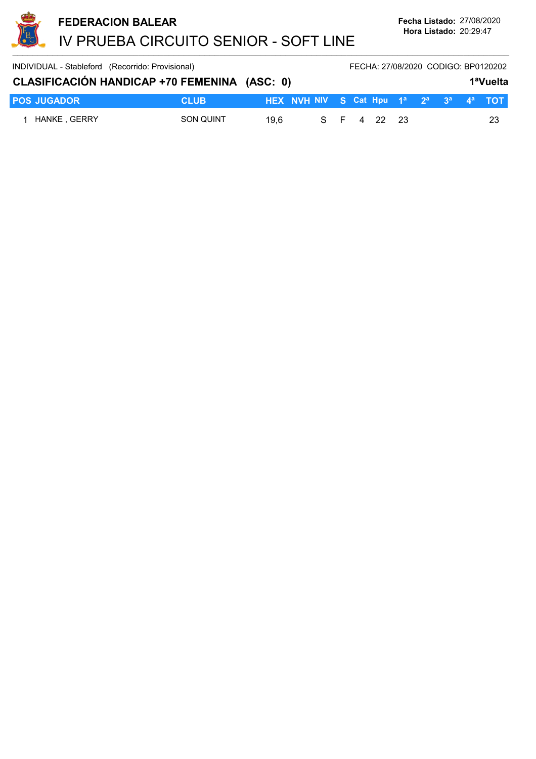**FEDERACION BALEAR**

# IV PRUEBA CIRCUITO SENIOR - SOFT LINE

**Fecha Listado:** 27/08/2020
**Hora Listado:** 20:29:47

INDIVIDUAL - Stableford (Recorrido: Provisional)

FECHA: 27/08/2020 CODIGO: BP0120202

## CLASIFICACIÓN HANDICAP +70 FEMENINA (ASC: 0)

**1ªVuelta**

| POS | JUGADOR | CLUB | HEX | NVH | NIV | S | Cat | Hpu | 1ª | 2ª | 3ª | 4ª | TOT |
|---|---|---|---|---|---|---|---|---|---|---|---|---|---|
| 1 | HANKE , GERRY | SON QUINT | 19,6 | | S | F | 4 | 22 | 23 | | | | 23 |